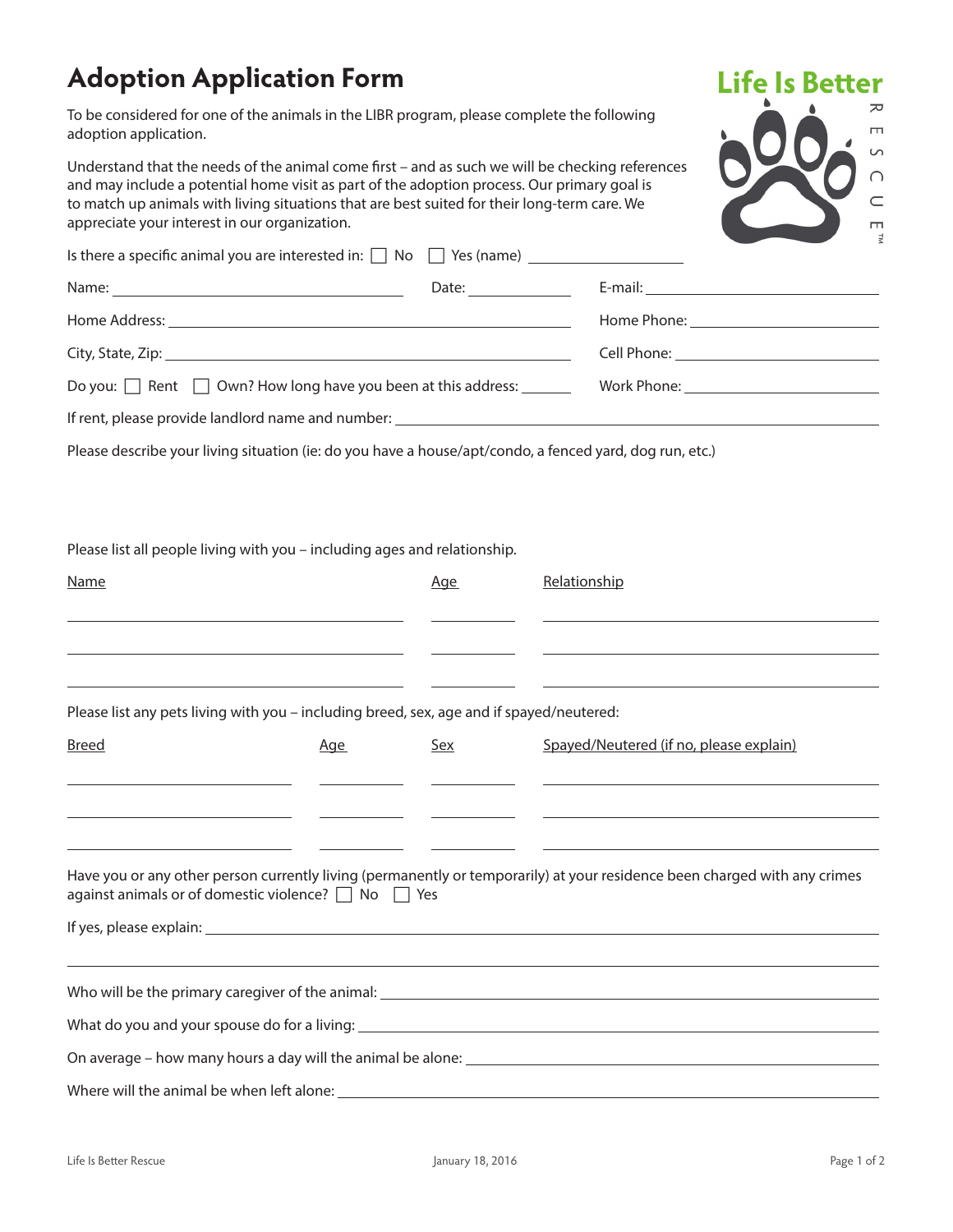# Adoption Application Form

Life Is Better RESCUE™

To be considered for one of the animals in the LIBR program, please complete the following adoption application.

Understand that the needs of the animal come first – and as such we will be checking references and may include a potential home visit as part of the adoption process. Our primary goal is to match up animals with living situations that are best suited for their long-term care. We appreciate your interest in our organization.

Is there a specific animal you are interested in: ☐ No ☐ Yes (name) ____________________

Name: ______________________________ Date: ____________ E-mail: ______________________________

Home Address: ______________________________________________ Home Phone: ______________________

City, State, Zip: ______________________________________________ Cell Phone: ______________________

Do you: ☐ Rent ☐ Own? How long have you been at this address: ________ Work Phone: ______________________

If rent, please provide landlord name and number: ______________________________________________

Please describe your living situation (ie: do you have a house/apt/condo, a fenced yard, dog run, etc.)

Please list all people living with you – including ages and relationship.

| Name | Age | Relationship |
|---|---|---|
| | | |
| | | |
| | | |

Please list any pets living with you – including breed, sex, age and if spayed/neutered:

| Breed | Age | Sex | Spayed/Neutered (if no, please explain) |
|---|---|---|---|
| | | | |
| | | | |
| | | | |

Have you or any other person currently living (permanently or temporarily) at your residence been charged with any crimes against animals or of domestic violence? ☐ No ☐ Yes

If yes, please explain: ______________________________________________

Who will be the primary caregiver of the animal: ______________________________________________

What do you and your spouse do for a living: ______________________________________________

On average – how many hours a day will the animal be alone: ______________________________________________

Where will the animal be when left alone: ______________________________________________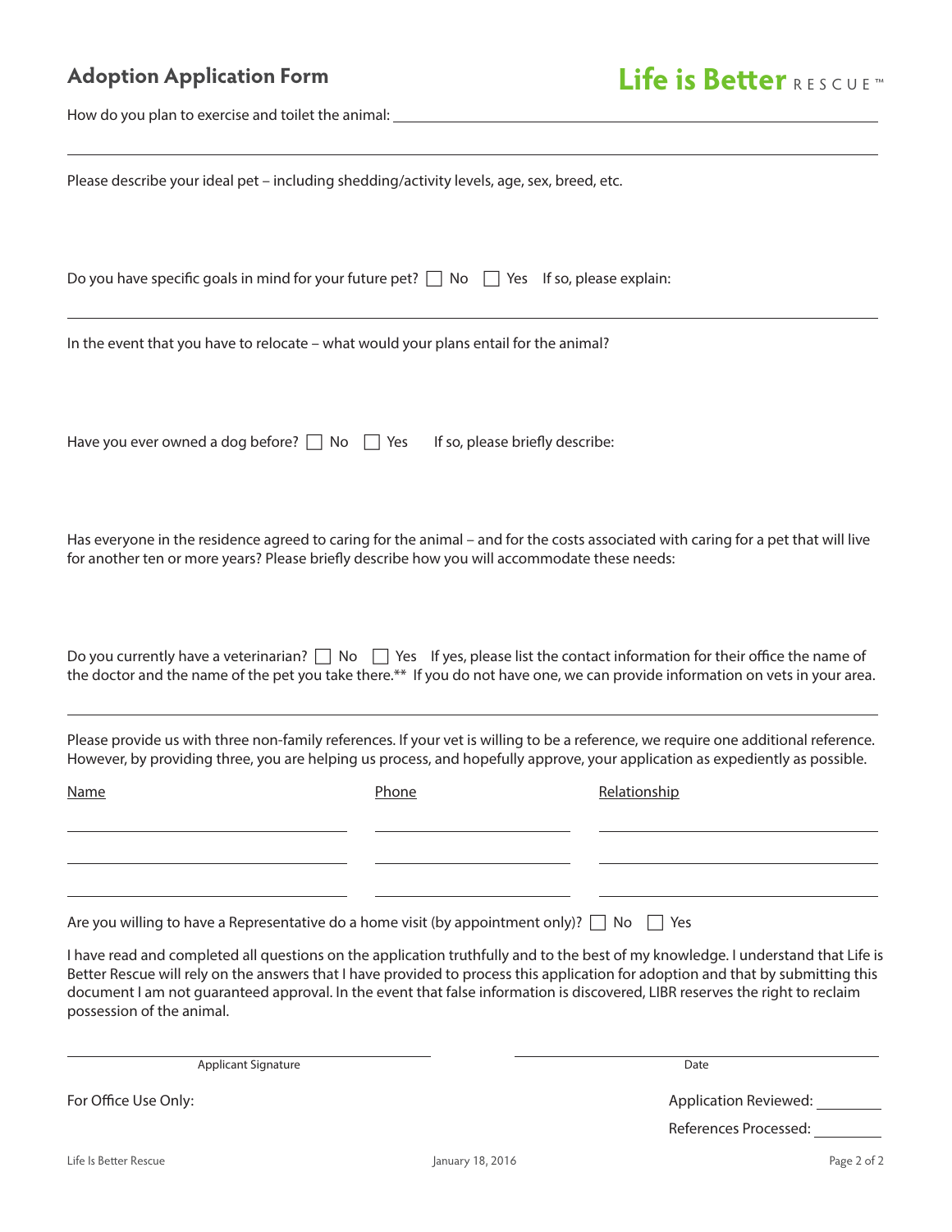# Adoption Application Form

**Life is Better** RESCUE™

How do you plan to exercise and toilet the animal: ______________________________

______________________________

Please describe your ideal pet – including shedding/activity levels, age, sex, breed, etc.

Do you have specific goals in mind for your future pet? ☐ No ☐ Yes If so, please explain:

______________________________

In the event that you have to relocate – what would your plans entail for the animal?

Have you ever owned a dog before? ☐ No ☐ Yes If so, please briefly describe:

Has everyone in the residence agreed to caring for the animal – and for the costs associated with caring for a pet that will live for another ten or more years? Please briefly describe how you will accommodate these needs:

Do you currently have a veterinarian? ☐ No ☐ Yes If yes, please list the contact information for their office the name of the doctor and the name of the pet you take there.** If you do not have one, we can provide information on vets in your area.

______________________________

Please provide us with three non-family references. If your vet is willing to be a reference, we require one additional reference. However, by providing three, you are helping us process, and hopefully approve, your application as expediently as possible.

| Name | Phone | Relationship |
|---|---|---|
| | | |
| | | |
| | | |

Are you willing to have a Representative do a home visit (by appointment only)? ☐ No ☐ Yes

I have read and completed all questions on the application truthfully and to the best of my knowledge. I understand that Life is Better Rescue will rely on the answers that I have provided to process this application for adoption and that by submitting this document I am not guaranteed approval. In the event that false information is discovered, LIBR reserves the right to reclaim possession of the animal.

______________________________ Applicant Signature

______________________________ Date

For Office Use Only:

Application Reviewed: ________

References Processed: ________

Life Is Better Rescue January 18, 2016